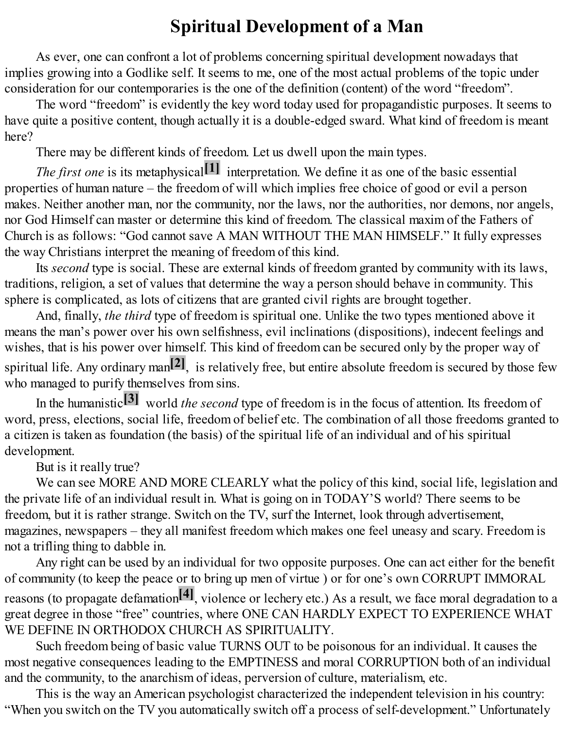# Spiritual Development of a Man

As ever, one can confront a lot of problems concerning spiritual development nowadays that implies growing into a Godlike self. It seems to me, one of the most actual problems of the topic under consideration for our contemporaries is the one of the definition (content) of the word “freedom”.

The word “freedom” is evidently the key word today used for propagandistic purposes. It seems to have quite a positive content, though actually it is a double-edged sward. What kind of freedom is meant here?

There may be different kinds of freedom. Let us dwell upon the main types.

*The first one* is its metaphysical[1] interpretation. We define it as one of the basic essential properties of human nature – the freedom of will which implies free choice of good or evil a person makes. Neither another man, nor the community, nor the laws, nor the authorities, nor demons, nor angels, nor God Himself can master or determine this kind of freedom. The classical maxim of the Fathers of Church is as follows: “God cannot save A MAN WITHOUT THE MAN HIMSELF.” It fully expresses the way Christians interpret the meaning of freedom of this kind.

Its *second* type is social. These are external kinds of freedom granted by community with its laws, traditions, religion, a set of values that determine the way a person should behave in community. This sphere is complicated, as lots of citizens that are granted civil rights are brought together.

And, finally, *the third* type of freedom is spiritual one. Unlike the two types mentioned above it means the man’s power over his own selfishness, evil inclinations (dispositions), indecent feelings and wishes, that is his power over himself. This kind of freedom can be secured only by the proper way of spiritual life. Any ordinary man[2], is relatively free, but entire absolute freedom is secured by those few who managed to purify themselves from sins.

In the humanistic[3] world *the second* type of freedom is in the focus of attention. Its freedom of word, press, elections, social life, freedom of belief etc. The combination of all those freedoms granted to a citizen is taken as foundation (the basis) of the spiritual life of an individual and of his spiritual development.

But is it really true?

We can see MORE AND MORE CLEARLY what the policy of this kind, social life, legislation and the private life of an individual result in. What is going on in TODAY’S world? There seems to be freedom, but it is rather strange. Switch on the TV, surf the Internet, look through advertisement, magazines, newspapers – they all manifest freedom which makes one feel uneasy and scary. Freedom is not a trifling thing to dabble in.

Any right can be used by an individual for two opposite purposes. One can act either for the benefit of community (to keep the peace or to bring up men of virtue ) or for one’s own CORRUPT IMMORAL reasons (to propagate defamation[4], violence or lechery etc.) As a result, we face moral degradation to a great degree in those “free” countries, where ONE CAN HARDLY EXPECT TO EXPERIENCE WHAT WE DEFINE IN ORTHODOX CHURCH AS SPIRITUALITY.

Such freedom being of basic value TURNS OUT to be poisonous for an individual. It causes the most negative consequences leading to the EMPTINESS and moral CORRUPTION both of an individual and the community, to the anarchism of ideas, perversion of culture, materialism, etc.

This is the way an American psychologist characterized the independent television in his country: “When you switch on the TV you automatically switch off a process of self-development.” Unfortunately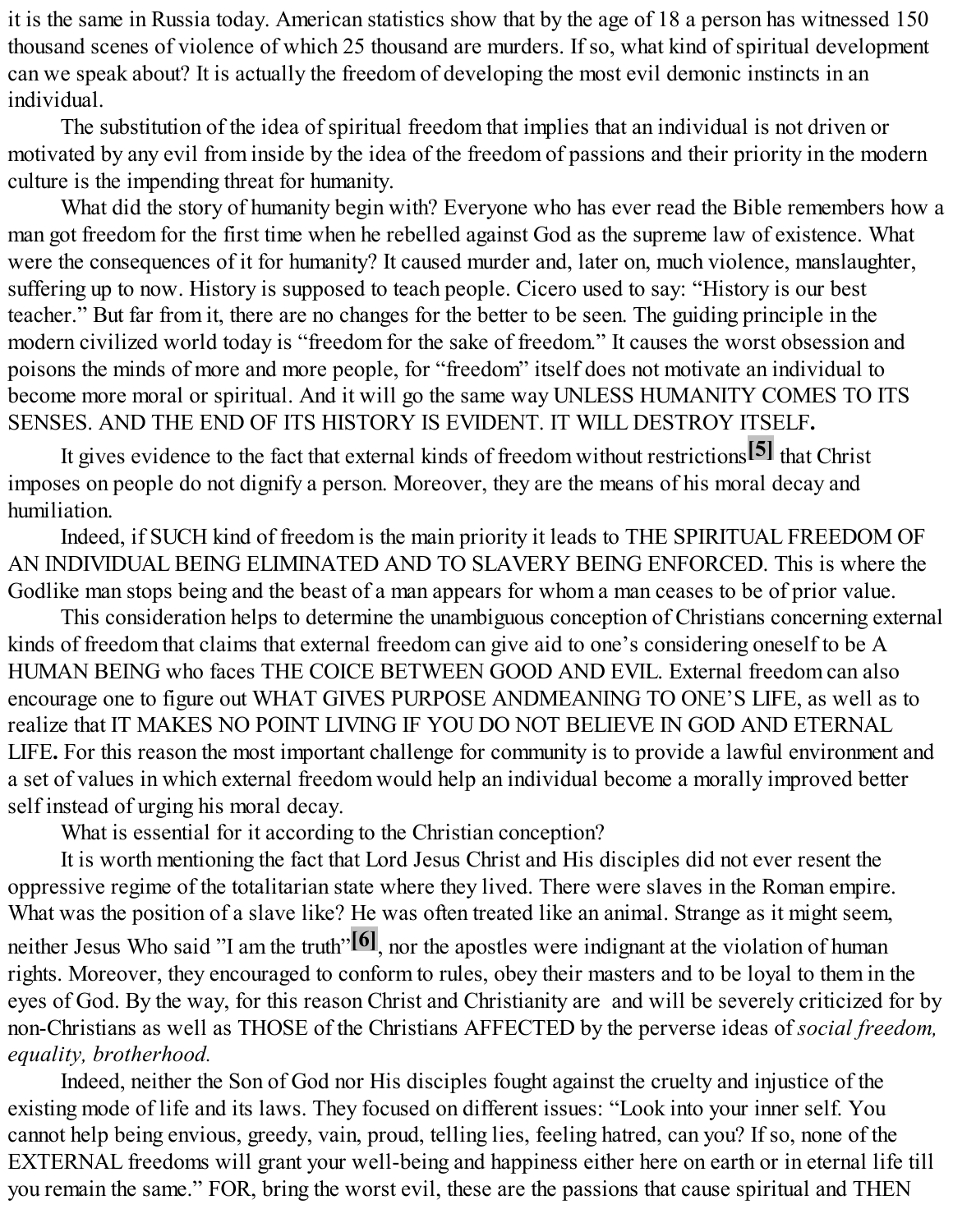it is the same in Russia today. American statistics show that by the age of 18 a person has witnessed 150 thousand scenes of violence of which 25 thousand are murders. If so, what kind of spiritual development can we speak about? It is actually the freedom of developing the most evil demonic instincts in an individual.

The substitution of the idea of spiritual freedom that implies that an individual is not driven or motivated by any evil from inside by the idea of the freedom of passions and their priority in the modern culture is the impending threat for humanity.

What did the story of humanity begin with? Everyone who has ever read the Bible remembers how a man got freedom for the first time when he rebelled against God as the supreme law of existence. What were the consequences of it for humanity? It caused murder and, later on, much violence, manslaughter, suffering up to now. History is supposed to teach people. Cicero used to say: “History is our best teacher.” But far from it, there are no changes for the better to be seen. The guiding principle in the modern civilized world today is “freedom for the sake of freedom.” It causes the worst obsession and poisons the minds of more and more people, for “freedom” itself does not motivate an individual to become more moral or spiritual. And it will go the same way UNLESS HUMANITY COMES TO ITS SENSES. AND THE END OF ITS HISTORY IS EVIDENT. IT WILL DESTROY ITSELF**.**

It gives evidence to the fact that external kinds of freedom without restrictions[5] that Christ imposes on people do not dignify a person. Moreover, they are the means of his moral decay and humiliation.

Indeed, if SUCH kind of freedom is the main priority it leads to THE SPIRITUAL FREEDOM OF AN INDIVIDUAL BEING ELIMINATED AND TO SLAVERY BEING ENFORCED. This is where the Godlike man stops being and the beast of a man appears for whom a man ceases to be of prior value.

This consideration helps to determine the unambiguous conception of Christians concerning external kinds of freedom that claims that external freedom can give aid to one’s considering oneself to be A HUMAN BEING who faces THE COICE BETWEEN GOOD AND EVIL. External freedom can also encourage one to figure out WHAT GIVES PURPOSE ANDMEANING TO ONE’S LIFE, as well as to realize that IT MAKES NO POINT LIVING IF YOU DO NOT BELIEVE IN GOD AND ETERNAL LIFE**.** For this reason the most important challenge for community is to provide a lawful environment and a set of values in which external freedom would help an individual become a morally improved better self instead of urging his moral decay.

What is essential for it according to the Christian conception?

It is worth mentioning the fact that Lord Jesus Christ and His disciples did not ever resent the oppressive regime of the totalitarian state where they lived. There were slaves in the Roman empire. What was the position of a slave like? He was often treated like an animal. Strange as it might seem, neither Jesus Who said ”I am the truth”[6], nor the apostles were indignant at the violation of human rights. Moreover, they encouraged to conform to rules, obey their masters and to be loyal to them in the eyes of God. By the way, for this reason Christ and Christianity are  and will be severely criticized for by non-Christians as well as THOSE of the Christians AFFECTED by the perverse ideas of *social freedom, equality, brotherhood.*

Indeed, neither the Son of God nor His disciples fought against the cruelty and injustice of the existing mode of life and its laws. They focused on different issues: “Look into your inner self. You cannot help being envious, greedy, vain, proud, telling lies, feeling hatred, can you? If so, none of the EXTERNAL freedoms will grant your well-being and happiness either here on earth or in eternal life till you remain the same.” FOR, bring the worst evil, these are the passions that cause spiritual and THEN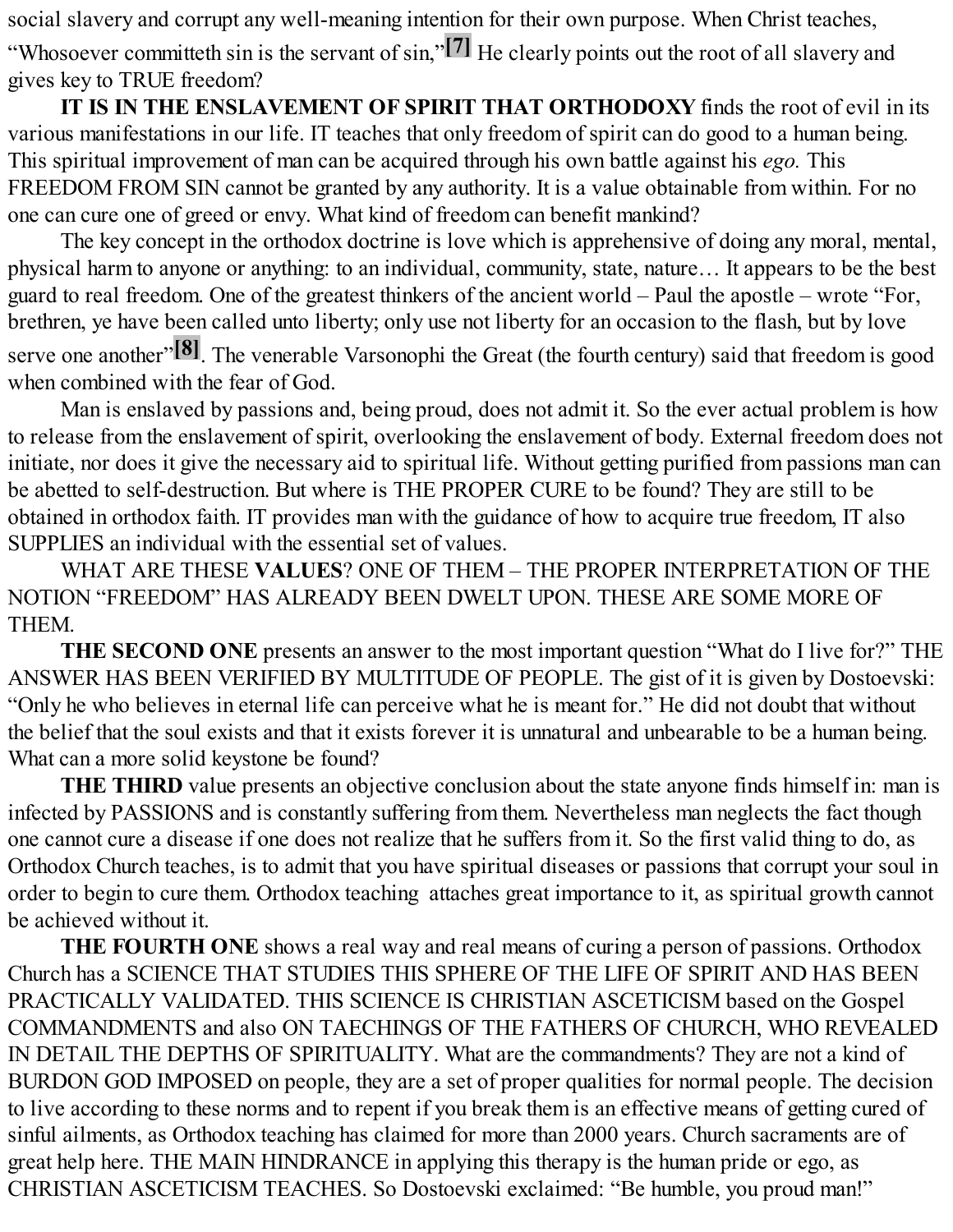social slavery and corrupt any well-meaning intention for their own purpose. When Christ teaches, "Whosoever committeth sin is the servant of sin,"[7] He clearly points out the root of all slavery and gives key to TRUE freedom?

**IT IS IN THE ENSLAVEMENT OF SPIRIT THAT ORTHODOXY** finds the root of evil in its various manifestations in our life. IT teaches that only freedom of spirit can do good to a human being. This spiritual improvement of man can be acquired through his own battle against his *ego.* This FREEDOM FROM SIN cannot be granted by any authority. It is a value obtainable from within. For no one can cure one of greed or envy. What kind of freedom can benefit mankind?

The key concept in the orthodox doctrine is love which is apprehensive of doing any moral, mental, physical harm to anyone or anything: to an individual, community, state, nature… It appears to be the best guard to real freedom. One of the greatest thinkers of the ancient world – Paul the apostle – wrote "For, brethren, ye have been called unto liberty; only use not liberty for an occasion to the flash, but by love serve one another"[8]. The venerable Varsonophi the Great (the fourth century) said that freedom is good when combined with the fear of God.

Man is enslaved by passions and, being proud, does not admit it. So the ever actual problem is how to release from the enslavement of spirit, overlooking the enslavement of body. External freedom does not initiate, nor does it give the necessary aid to spiritual life. Without getting purified from passions man can be abetted to self-destruction. But where is THE PROPER CURE to be found? They are still to be obtained in orthodox faith. IT provides man with the guidance of how to acquire true freedom, IT also SUPPLIES an individual with the essential set of values.

WHAT ARE THESE **VALUES**? ONE OF THEM – THE PROPER INTERPRETATION OF THE NOTION "FREEDOM" HAS ALREADY BEEN DWELT UPON. THESE ARE SOME MORE OF THEM.

**THE SECOND ONE** presents an answer to the most important question "What do I live for?" THE ANSWER HAS BEEN VERIFIED BY MULTITUDE OF PEOPLE. The gist of it is given by Dostoevski: "Only he who believes in eternal life can perceive what he is meant for." He did not doubt that without the belief that the soul exists and that it exists forever it is unnatural and unbearable to be a human being. What can a more solid keystone be found?

**THE THIRD** value presents an objective conclusion about the state anyone finds himself in: man is infected by PASSIONS and is constantly suffering from them. Nevertheless man neglects the fact though one cannot cure a disease if one does not realize that he suffers from it. So the first valid thing to do, as Orthodox Church teaches, is to admit that you have spiritual diseases or passions that corrupt your soul in order to begin to cure them. Orthodox teaching attaches great importance to it, as spiritual growth cannot be achieved without it.

**THE FOURTH ONE** shows a real way and real means of curing a person of passions. Orthodox Church has a SCIENCE THAT STUDIES THIS SPHERE OF THE LIFE OF SPIRIT AND HAS BEEN PRACTICALLY VALIDATED. THIS SCIENCE IS CHRISTIAN ASCETICISM based on the Gospel COMMANDMENTS and also ON TAECHINGS OF THE FATHERS OF CHURCH, WHO REVEALED IN DETAIL THE DEPTHS OF SPIRITUALITY. What are the commandments? They are not a kind of BURDON GOD IMPOSED on people, they are a set of proper qualities for normal people. The decision to live according to these norms and to repent if you break them is an effective means of getting cured of sinful ailments, as Orthodox teaching has claimed for more than 2000 years. Church sacraments are of great help here. THE MAIN HINDRANCE in applying this therapy is the human pride or ego, as CHRISTIAN ASCETICISM TEACHES. So Dostoevski exclaimed: "Be humble, you proud man!"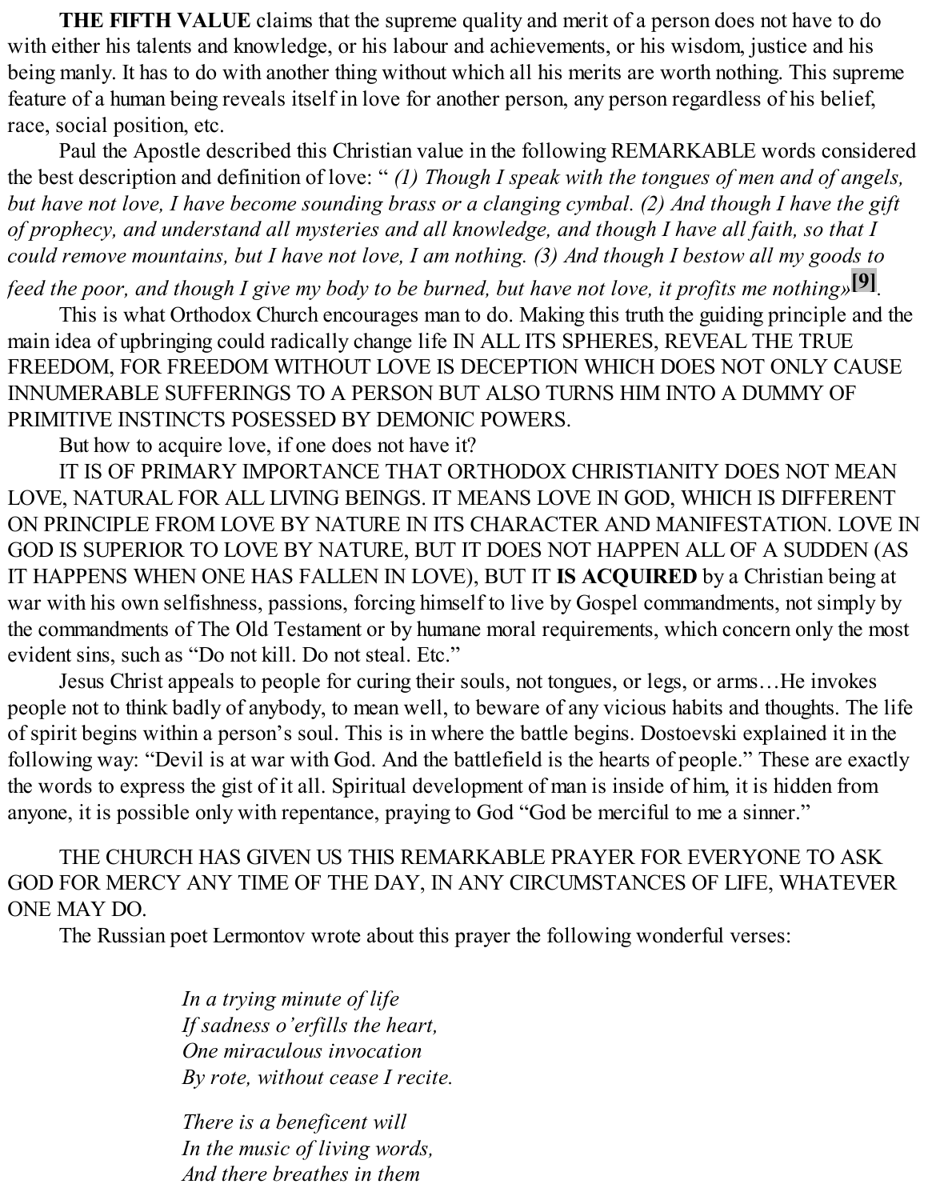**THE FIFTH VALUE** claims that the supreme quality and merit of a person does not have to do with either his talents and knowledge, or his labour and achievements, or his wisdom, justice and his being manly. It has to do with another thing without which all his merits are worth nothing. This supreme feature of a human being reveals itself in love for another person, any person regardless of his belief, race, social position, etc.

Paul the Apostle described this Christian value in the following REMARKABLE words considered the best description and definition of love: " *(1) Though I speak with the tongues of men and of angels, but have not love, I have become sounding brass or a clanging cymbal. (2) And though I have the gift of prophecy, and understand all mysteries and all knowledge, and though I have all faith, so that I could remove mountains, but I have not love, I am nothing. (3) And though I bestow all my goods to feed the poor, and though I give my body to be burned, but have not love, it profits me nothing»* **[9]**.

This is what Orthodox Church encourages man to do. Making this truth the guiding principle and the main idea of upbringing could radically change life IN ALL ITS SPHERES, REVEAL THE TRUE FREEDOM, FOR FREEDOM WITHOUT LOVE IS DECEPTION WHICH DOES NOT ONLY CAUSE INNUMERABLE SUFFERINGS TO A PERSON BUT ALSO TURNS HIM INTO A DUMMY OF PRIMITIVE INSTINCTS POSESSED BY DEMONIC POWERS.

But how to acquire love, if one does not have it?

IT IS OF PRIMARY IMPORTANCE THAT ORTHODOX CHRISTIANITY DOES NOT MEAN LOVE, NATURAL FOR ALL LIVING BEINGS. IT MEANS LOVE IN GOD, WHICH IS DIFFERENT ON PRINCIPLE FROM LOVE BY NATURE IN ITS CHARACTER AND MANIFESTATION. LOVE IN GOD IS SUPERIOR TO LOVE BY NATURE, BUT IT DOES NOT HAPPEN ALL OF A SUDDEN (AS IT HAPPENS WHEN ONE HAS FALLEN IN LOVE), BUT IT **IS ACQUIRED** by a Christian being at war with his own selfishness, passions, forcing himself to live by Gospel commandments, not simply by the commandments of The Old Testament or by humane moral requirements, which concern only the most evident sins, such as "Do not kill. Do not steal. Etc."

Jesus Christ appeals to people for curing their souls, not tongues, or legs, or arms…He invokes people not to think badly of anybody, to mean well, to beware of any vicious habits and thoughts. The life of spirit begins within a person's soul. This is in where the battle begins. Dostoevski explained it in the following way: "Devil is at war with God. And the battlefield is the hearts of people." These are exactly the words to express the gist of it all. Spiritual development of man is inside of him, it is hidden from anyone, it is possible only with repentance, praying to God "God be merciful to me a sinner."

THE CHURCH HAS GIVEN US THIS REMARKABLE PRAYER FOR EVERYONE TO ASK GOD FOR MERCY ANY TIME OF THE DAY, IN ANY CIRCUMSTANCES OF LIFE, WHATEVER ONE MAY DO.

The Russian poet Lermontov wrote about this prayer the following wonderful verses:

*In a trying minute of life*
*If sadness o'erfills the heart,*
*One miraculous invocation*
*By rote, without cease I recite.*

*There is a beneficent will*
*In the music of living words,*
*And there breathes in them*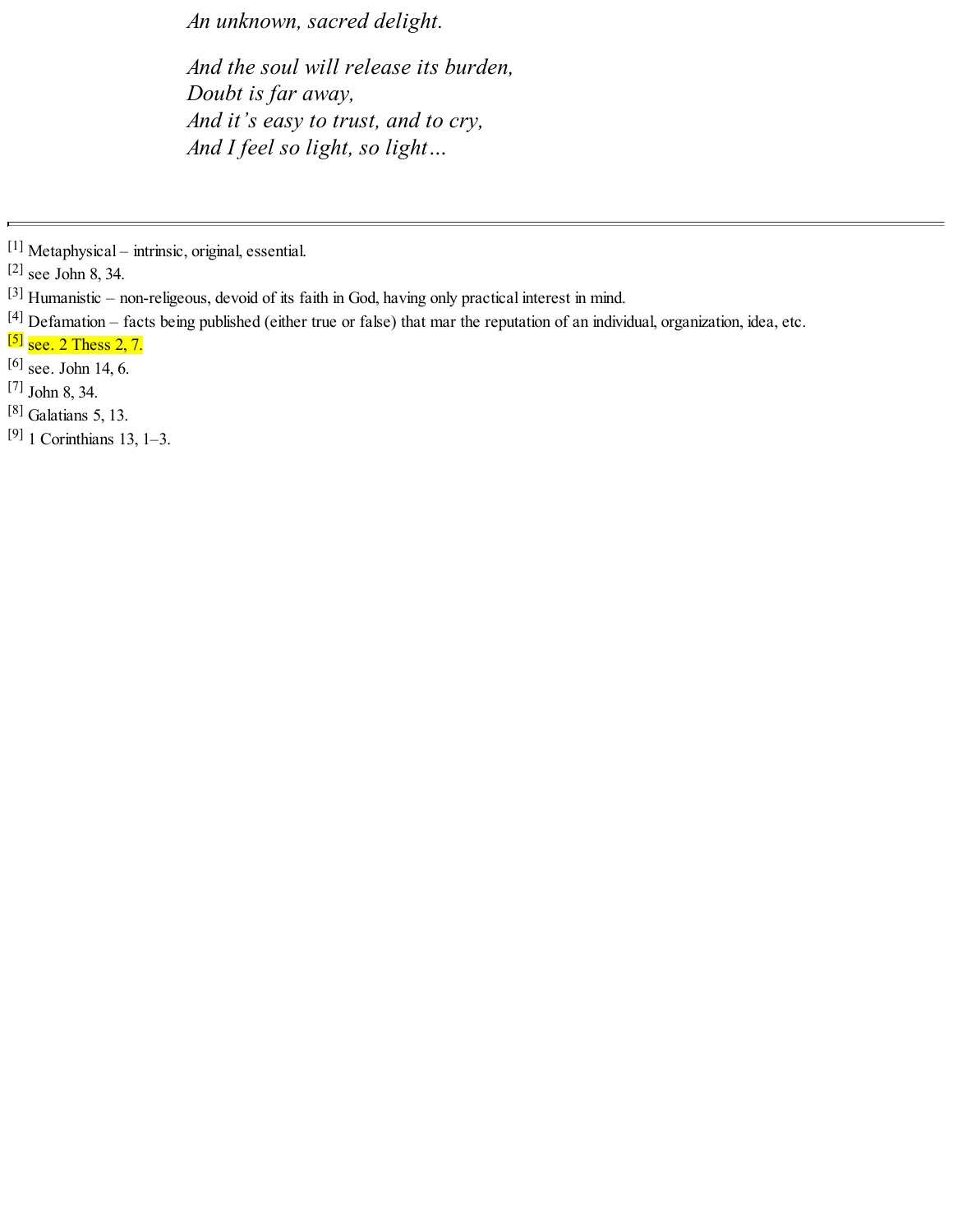*An unknown, sacred delight.*

*And the soul will release its burden,*
*Doubt is far away,*
*And it's easy to trust, and to cry,*
*And I feel so light, so light…*

---

[1] Metaphysical – intrinsic, original, essential.

[2] see John 8, 34.

[3] Humanistic – non-religeous, devoid of its faith in God, having only practical interest in mind.

[4] Defamation – facts being published (either true or false) that mar the reputation of an individual, organization, idea, etc.

[5] see. 2 Thess 2, 7.

[6] see. John 14, 6.

[7] John 8, 34.

[8] Galatians 5, 13.

[9] 1 Corinthians 13, 1–3.